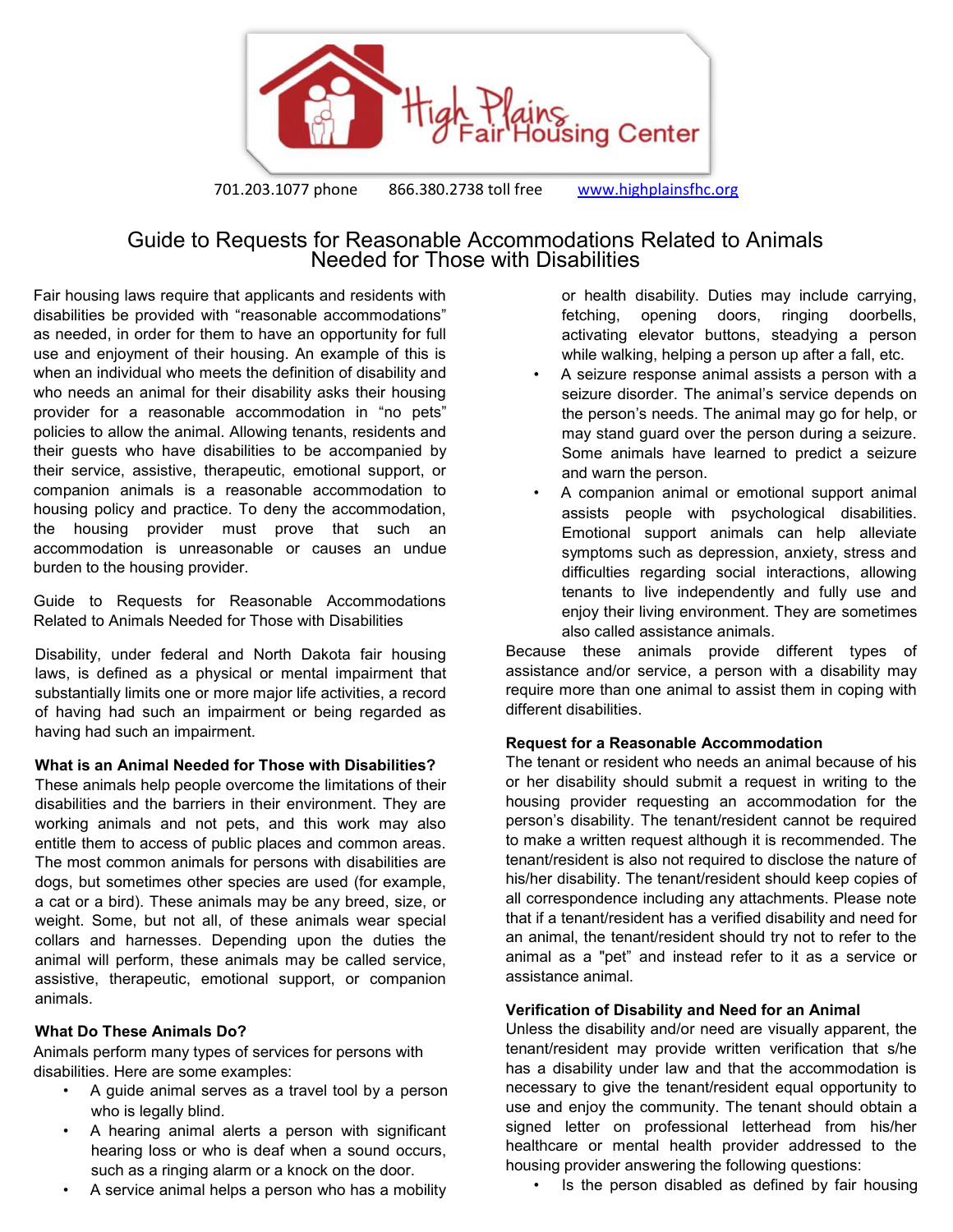High Plains Fair Housing Center

701.203.1077 phone 866.380.2738 toll free [www.highplainsfhc.org](http://www.highplainsfhc.org)

# Guide to Requests for Reasonable Accommodations Related to Animals Needed for Those with Disabilities

Fair housing laws require that applicants and residents with disabilities be provided with "reasonable accommodations" as needed, in order for them to have an opportunity for full use and enjoyment of their housing. An example of this is when an individual who meets the definition of disability and who needs an animal for their disability asks their housing provider for a reasonable accommodation in "no pets" policies to allow the animal. Allowing tenants, residents and their guests who have disabilities to be accompanied by their service, assistive, therapeutic, emotional support, or companion animals is a reasonable accommodation to housing policy and practice. To deny the accommodation, the housing provider must prove that such an accommodation is unreasonable or causes an undue burden to the housing provider.

Guide to Requests for Reasonable Accommodations Related to Animals Needed for Those with Disabilities

Disability, under federal and North Dakota fair housing laws, is defined as a physical or mental impairment that substantially limits one or more major life activities, a record of having had such an impairment or being regarded as having had such an impairment.

**What is an Animal Needed for Those with Disabilities?**
These animals help people overcome the limitations of their disabilities and the barriers in their environment. They are working animals and not pets, and this work may also entitle them to access of public places and common areas. The most common animals for persons with disabilities are dogs, but sometimes other species are used (for example, a cat or a bird). These animals may be any breed, size, or weight. Some, but not all, of these animals wear special collars and harnesses. Depending upon the duties the animal will perform, these animals may be called service, assistive, therapeutic, emotional support, or companion animals.

**What Do These Animals Do?**
Animals perform many types of services for persons with disabilities. Here are some examples:

- A guide animal serves as a travel tool by a person who is legally blind.
- A hearing animal alerts a person with significant hearing loss or who is deaf when a sound occurs, such as a ringing alarm or a knock on the door.
- A service animal helps a person who has a mobility or health disability. Duties may include carrying, fetching, opening doors, ringing doorbells, activating elevator buttons, steadying a person while walking, helping a person up after a fall, etc.
- A seizure response animal assists a person with a seizure disorder. The animal's service depends on the person's needs. The animal may go for help, or may stand guard over the person during a seizure. Some animals have learned to predict a seizure and warn the person.
- A companion animal or emotional support animal assists people with psychological disabilities. Emotional support animals can help alleviate symptoms such as depression, anxiety, stress and difficulties regarding social interactions, allowing tenants to live independently and fully use and enjoy their living environment. They are sometimes also called assistance animals.

Because these animals provide different types of assistance and/or service, a person with a disability may require more than one animal to assist them in coping with different disabilities.

**Request for a Reasonable Accommodation**
The tenant or resident who needs an animal because of his or her disability should submit a request in writing to the housing provider requesting an accommodation for the person's disability. The tenant/resident cannot be required to make a written request although it is recommended. The tenant/resident is also not required to disclose the nature of his/her disability. The tenant/resident should keep copies of all correspondence including any attachments. Please note that if a tenant/resident has a verified disability and need for an animal, the tenant/resident should try not to refer to the animal as a "pet" and instead refer to it as a service or assistance animal.

**Verification of Disability and Need for an Animal**
Unless the disability and/or need are visually apparent, the tenant/resident may provide written verification that s/he has a disability under law and that the accommodation is necessary to give the tenant/resident equal opportunity to use and enjoy the community. The tenant should obtain a signed letter on professional letterhead from his/her healthcare or mental health provider addressed to the housing provider answering the following questions:

- Is the person disabled as defined by fair housing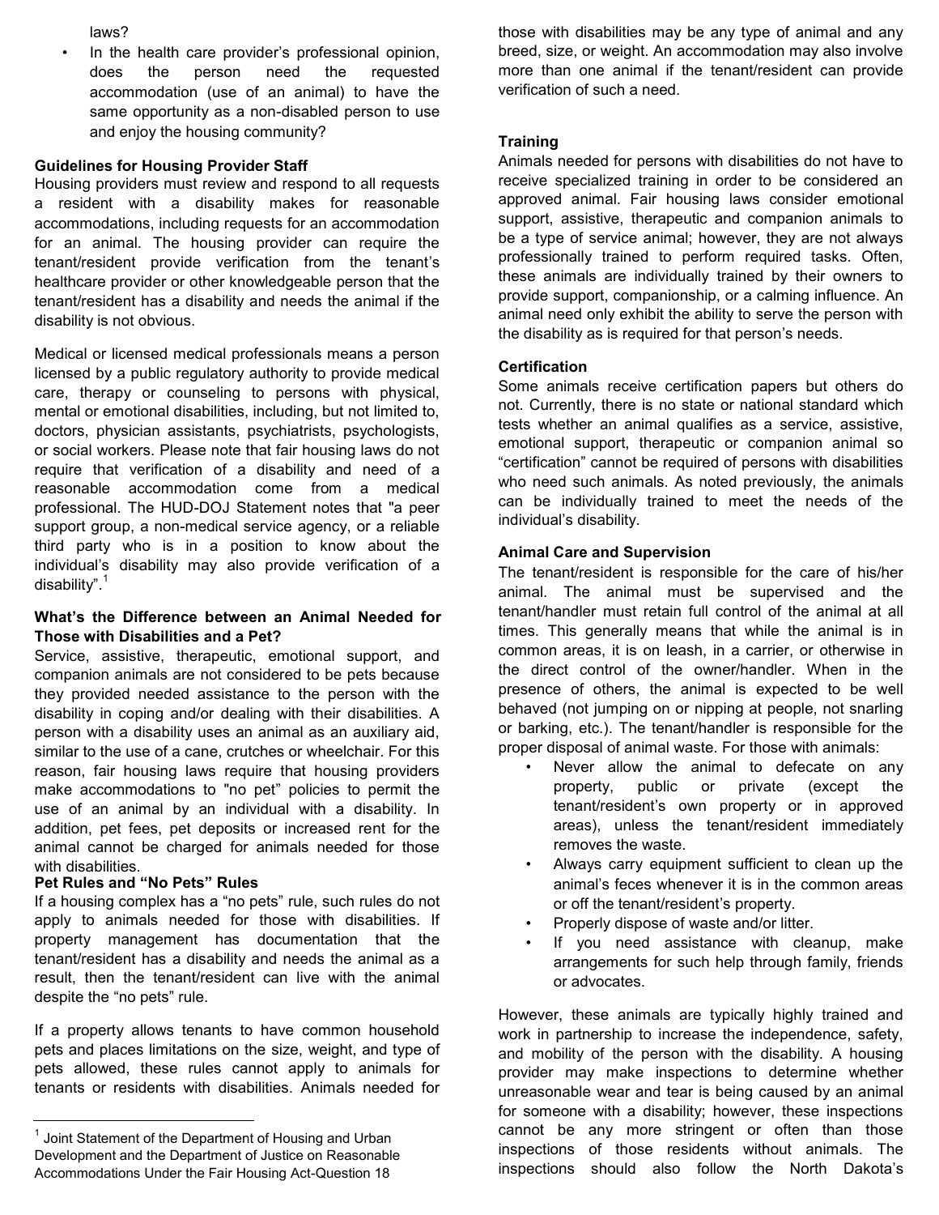laws?

- In the health care provider's professional opinion, does the person need the requested accommodation (use of an animal) to have the same opportunity as a non-disabled person to use and enjoy the housing community?

**Guidelines for Housing Provider Staff**

Housing providers must review and respond to all requests a resident with a disability makes for reasonable accommodations, including requests for an accommodation for an animal. The housing provider can require the tenant/resident provide verification from the tenant's healthcare provider or other knowledgeable person that the tenant/resident has a disability and needs the animal if the disability is not obvious.

Medical or licensed medical professionals means a person licensed by a public regulatory authority to provide medical care, therapy or counseling to persons with physical, mental or emotional disabilities, including, but not limited to, doctors, physician assistants, psychiatrists, psychologists, or social workers. Please note that fair housing laws do not require that verification of a disability and need of a reasonable accommodation come from a medical professional. The HUD-DOJ Statement notes that "a peer support group, a non-medical service agency, or a reliable third party who is in a position to know about the individual's disability may also provide verification of a disability".[1]

**What's the Difference between an Animal Needed for Those with Disabilities and a Pet?**

Service, assistive, therapeutic, emotional support, and companion animals are not considered to be pets because they provided needed assistance to the person with the disability in coping and/or dealing with their disabilities. A person with a disability uses an animal as an auxiliary aid, similar to the use of a cane, crutches or wheelchair. For this reason, fair housing laws require that housing providers make accommodations to "no pet" policies to permit the use of an animal by an individual with a disability. In addition, pet fees, pet deposits or increased rent for the animal cannot be charged for animals needed for those with disabilities.

**Pet Rules and "No Pets" Rules**

If a housing complex has a "no pets" rule, such rules do not apply to animals needed for those with disabilities. If property management has documentation that the tenant/resident has a disability and needs the animal as a result, then the tenant/resident can live with the animal despite the "no pets" rule.

If a property allows tenants to have common household pets and places limitations on the size, weight, and type of pets allowed, these rules cannot apply to animals for tenants or residents with disabilities. Animals needed for those with disabilities may be any type of animal and any breed, size, or weight. An accommodation may also involve more than one animal if the tenant/resident can provide verification of such a need.

**Training**

Animals needed for persons with disabilities do not have to receive specialized training in order to be considered an approved animal. Fair housing laws consider emotional support, assistive, therapeutic and companion animals to be a type of service animal; however, they are not always professionally trained to perform required tasks. Often, these animals are individually trained by their owners to provide support, companionship, or a calming influence. An animal need only exhibit the ability to serve the person with the disability as is required for that person's needs.

**Certification**

Some animals receive certification papers but others do not. Currently, there is no state or national standard which tests whether an animal qualifies as a service, assistive, emotional support, therapeutic or companion animal so "certification" cannot be required of persons with disabilities who need such animals. As noted previously, the animals can be individually trained to meet the needs of the individual's disability.

**Animal Care and Supervision**

The tenant/resident is responsible for the care of his/her animal. The animal must be supervised and the tenant/handler must retain full control of the animal at all times. This generally means that while the animal is in common areas, it is on leash, in a carrier, or otherwise in the direct control of the owner/handler. When in the presence of others, the animal is expected to be well behaved (not jumping on or nipping at people, not snarling or barking, etc.). The tenant/handler is responsible for the proper disposal of animal waste. For those with animals:

- Never allow the animal to defecate on any property, public or private (except the tenant/resident's own property or in approved areas), unless the tenant/resident immediately removes the waste.
- Always carry equipment sufficient to clean up the animal's feces whenever it is in the common areas or off the tenant/resident's property.
- Properly dispose of waste and/or litter.
- If you need assistance with cleanup, make arrangements for such help through family, friends or advocates.

However, these animals are typically highly trained and work in partnership to increase the independence, safety, and mobility of the person with the disability. A housing provider may make inspections to determine whether unreasonable wear and tear is being caused by an animal for someone with a disability; however, these inspections cannot be any more stringent or often than those inspections of those residents without animals. The inspections should also follow the North Dakota's

[1] Joint Statement of the Department of Housing and Urban Development and the Department of Justice on Reasonable Accommodations Under the Fair Housing Act-Question 18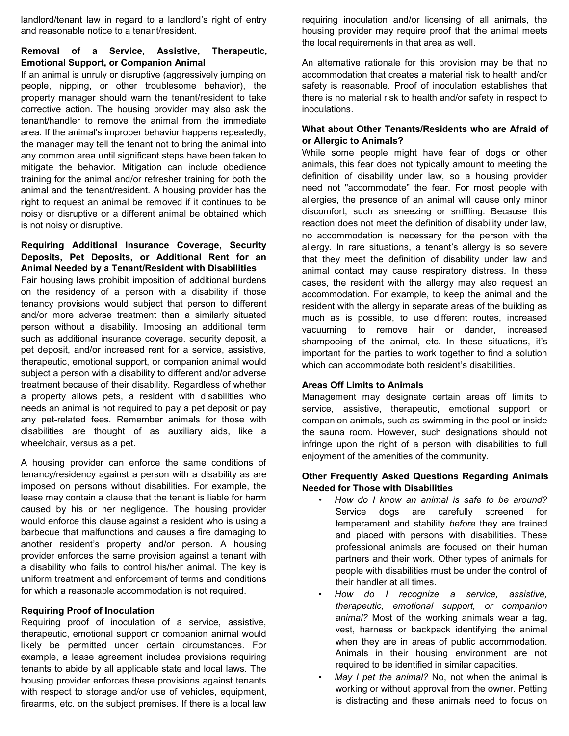landlord/tenant law in regard to a landlord's right of entry and reasonable notice to a tenant/resident.

**Removal of a Service, Assistive, Therapeutic, Emotional Support, or Companion Animal**

If an animal is unruly or disruptive (aggressively jumping on people, nipping, or other troublesome behavior), the property manager should warn the tenant/resident to take corrective action. The housing provider may also ask the tenant/handler to remove the animal from the immediate area. If the animal's improper behavior happens repeatedly, the manager may tell the tenant not to bring the animal into any common area until significant steps have been taken to mitigate the behavior. Mitigation can include obedience training for the animal and/or refresher training for both the animal and the tenant/resident. A housing provider has the right to request an animal be removed if it continues to be noisy or disruptive or a different animal be obtained which is not noisy or disruptive.

**Requiring Additional Insurance Coverage, Security Deposits, Pet Deposits, or Additional Rent for an Animal Needed by a Tenant/Resident with Disabilities**

Fair housing laws prohibit imposition of additional burdens on the residency of a person with a disability if those tenancy provisions would subject that person to different and/or more adverse treatment than a similarly situated person without a disability. Imposing an additional term such as additional insurance coverage, security deposit, a pet deposit, and/or increased rent for a service, assistive, therapeutic, emotional support, or companion animal would subject a person with a disability to different and/or adverse treatment because of their disability. Regardless of whether a property allows pets, a resident with disabilities who needs an animal is not required to pay a pet deposit or pay any pet-related fees. Remember animals for those with disabilities are thought of as auxiliary aids, like a wheelchair, versus as a pet.

A housing provider can enforce the same conditions of tenancy/residency against a person with a disability as are imposed on persons without disabilities. For example, the lease may contain a clause that the tenant is liable for harm caused by his or her negligence. The housing provider would enforce this clause against a resident who is using a barbecue that malfunctions and causes a fire damaging to another resident's property and/or person. A housing provider enforces the same provision against a tenant with a disability who fails to control his/her animal. The key is uniform treatment and enforcement of terms and conditions for which a reasonable accommodation is not required.

**Requiring Proof of Inoculation**

Requiring proof of inoculation of a service, assistive, therapeutic, emotional support or companion animal would likely be permitted under certain circumstances. For example, a lease agreement includes provisions requiring tenants to abide by all applicable state and local laws. The housing provider enforces these provisions against tenants with respect to storage and/or use of vehicles, equipment, firearms, etc. on the subject premises. If there is a local law requiring inoculation and/or licensing of all animals, the housing provider may require proof that the animal meets the local requirements in that area as well.

An alternative rationale for this provision may be that no accommodation that creates a material risk to health and/or safety is reasonable. Proof of inoculation establishes that there is no material risk to health and/or safety in respect to inoculations.

**What about Other Tenants/Residents who are Afraid of or Allergic to Animals?**

While some people might have fear of dogs or other animals, this fear does not typically amount to meeting the definition of disability under law, so a housing provider need not "accommodate" the fear. For most people with allergies, the presence of an animal will cause only minor discomfort, such as sneezing or sniffling. Because this reaction does not meet the definition of disability under law, no accommodation is necessary for the person with the allergy. In rare situations, a tenant's allergy is so severe that they meet the definition of disability under law and animal contact may cause respiratory distress. In these cases, the resident with the allergy may also request an accommodation. For example, to keep the animal and the resident with the allergy in separate areas of the building as much as is possible, to use different routes, increased vacuuming to remove hair or dander, increased shampooing of the animal, etc. In these situations, it's important for the parties to work together to find a solution which can accommodate both resident's disabilities.

**Areas Off Limits to Animals**

Management may designate certain areas off limits to service, assistive, therapeutic, emotional support or companion animals, such as swimming in the pool or inside the sauna room. However, such designations should not infringe upon the right of a person with disabilities to full enjoyment of the amenities of the community.

**Other Frequently Asked Questions Regarding Animals Needed for Those with Disabilities**

- *How do I know an animal is safe to be around?* Service dogs are carefully screened for temperament and stability *before* they are trained and placed with persons with disabilities. These professional animals are focused on their human partners and their work. Other types of animals for people with disabilities must be under the control of their handler at all times.
- *How do I recognize a service, assistive, therapeutic, emotional support, or companion animal?* Most of the working animals wear a tag, vest, harness or backpack identifying the animal when they are in areas of public accommodation. Animals in their housing environment are not required to be identified in similar capacities.
- *May I pet the animal?* No, not when the animal is working or without approval from the owner. Petting is distracting and these animals need to focus on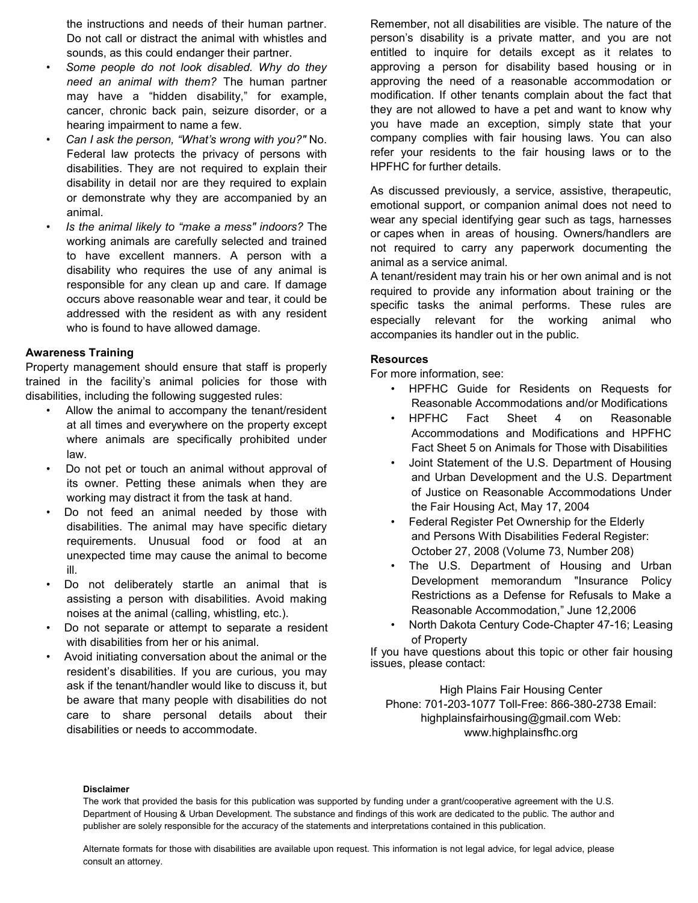the instructions and needs of their human partner. Do not call or distract the animal with whistles and sounds, as this could endanger their partner.

- *Some people do not look disabled. Why do they need an animal with them?* The human partner may have a "hidden disability," for example, cancer, chronic back pain, seizure disorder, or a hearing impairment to name a few.
- *Can I ask the person, "What's wrong with you?"* No. Federal law protects the privacy of persons with disabilities. They are not required to explain their disability in detail nor are they required to explain or demonstrate why they are accompanied by an animal.
- *Is the animal likely to "make a mess" indoors?* The working animals are carefully selected and trained to have excellent manners. A person with a disability who requires the use of any animal is responsible for any clean up and care. If damage occurs above reasonable wear and tear, it could be addressed with the resident as with any resident who is found to have allowed damage.

**Awareness Training**

Property management should ensure that staff is properly trained in the facility's animal policies for those with disabilities, including the following suggested rules:

- Allow the animal to accompany the tenant/resident at all times and everywhere on the property except where animals are specifically prohibited under law.
- Do not pet or touch an animal without approval of its owner. Petting these animals when they are working may distract it from the task at hand.
- Do not feed an animal needed by those with disabilities. The animal may have specific dietary requirements. Unusual food or food at an unexpected time may cause the animal to become ill.
- Do not deliberately startle an animal that is assisting a person with disabilities. Avoid making noises at the animal (calling, whistling, etc.).
- Do not separate or attempt to separate a resident with disabilities from her or his animal.
- Avoid initiating conversation about the animal or the resident's disabilities. If you are curious, you may ask if the tenant/handler would like to discuss it, but be aware that many people with disabilities do not care to share personal details about their disabilities or needs to accommodate.

Remember, not all disabilities are visible. The nature of the person's disability is a private matter, and you are not entitled to inquire for details except as it relates to approving a person for disability based housing or in approving the need of a reasonable accommodation or modification. If other tenants complain about the fact that they are not allowed to have a pet and want to know why you have made an exception, simply state that your company complies with fair housing laws. You can also refer your residents to the fair housing laws or to the HPFHC for further details.

As discussed previously, a service, assistive, therapeutic, emotional support, or companion animal does not need to wear any special identifying gear such as tags, harnesses or capes when in areas of housing. Owners/handlers are not required to carry any paperwork documenting the animal as a service animal.

A tenant/resident may train his or her own animal and is not required to provide any information about training or the specific tasks the animal performs. These rules are especially relevant for the working animal who accompanies its handler out in the public.

**Resources**

For more information, see:

- HPFHC Guide for Residents on Requests for Reasonable Accommodations and/or Modifications
- HPFHC Fact Sheet 4 on Reasonable Accommodations and Modifications and HPFHC Fact Sheet 5 on Animals for Those with Disabilities
- Joint Statement of the U.S. Department of Housing and Urban Development and the U.S. Department of Justice on Reasonable Accommodations Under the Fair Housing Act, May 17, 2004
- Federal Register Pet Ownership for the Elderly and Persons With Disabilities Federal Register: October 27, 2008 (Volume 73, Number 208)
- The U.S. Department of Housing and Urban Development memorandum "Insurance Policy Restrictions as a Defense for Refusals to Make a Reasonable Accommodation," June 12,2006
- North Dakota Century Code-Chapter 47-16; Leasing of Property

If you have questions about this topic or other fair housing issues, please contact:

High Plains Fair Housing Center
Phone: 701-203-1077 Toll-Free: 866-380-2738 Email: highplainsfairhousing@gmail.com Web: www.highplainsfhc.org

**Disclaimer**

The work that provided the basis for this publication was supported by funding under a grant/cooperative agreement with the U.S. Department of Housing & Urban Development. The substance and findings of this work are dedicated to the public. The author and publisher are solely responsible for the accuracy of the statements and interpretations contained in this publication.

Alternate formats for those with disabilities are available upon request. This information is not legal advice, for legal advice, please consult an attorney.